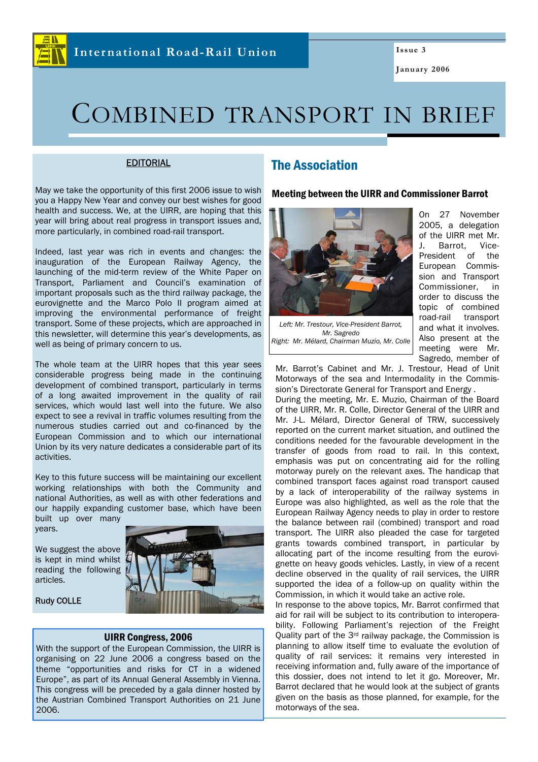International Road-Rail Union

Issue 3

January 2006

# COMBINED TRANSPORT IN BRIEF

## EDITORIAL

May we take the opportunity of this first 2006 issue to wish you a Happy New Year and convey our best wishes for good health and success. We, at the UIRR, are hoping that this year will bring about real progress in transport issues and, more particularly, in combined road-rail transport.

Indeed, last year was rich in events and changes: the inauguration of the European Railway Agency, the launching of the mid-term review of the White Paper on Transport, Parliament and Council's examination of important proposals such as the third railway package, the eurovignette and the Marco Polo II program aimed at improving the environmental performance of freight transport. Some of these projects, which are approached in this newsletter, will determine this year's developments, as well as being of primary concern to us.

The whole team at the UIRR hopes that this year sees considerable progress being made in the continuing development of combined transport, particularly in terms of a long awaited improvement in the quality of rail services, which would last well into the future. We also expect to see a revival in traffic volumes resulting from the numerous studies carried out and co-financed by the European Commission and to which our international Union by its very nature dedicates a considerable part of its activities.

Key to this future success will be maintaining our excellent working relationships with both the Community and national Authorities, as well as with other federations and our happily expanding customer base, which have been built up over many years.

We suggest the above is kept in mind whilst reading the following articles.

Rudy COLLE

### UIRR Congress, 2006

With the support of the European Commission, the UIRR is organising on 22 June 2006 a congress based on the theme "opportunities and risks for CT in a widened Europe", as part of its Annual General Assembly in Vienna. This congress will be preceded by a gala dinner hosted by the Austrian Combined Transport Authorities on 21 June 2006.

## The Association

### Meeting between the UIRR and Commissioner Barrot

*Left: Mr. Trestour, Vice-President Barrot, Mr. Sagredo*
*Right: Mr. Mélard, Chairman Muzio, Mr. Colle*

On 27 November 2005, a delegation of the UIRR met Mr. J. Barrot, Vice-President of the European Commission and Transport Commissioner, in order to discuss the topic of combined road-rail transport and what it involves. Also present at the meeting were Mr. Sagredo, member of Mr. Barrot's Cabinet and Mr. J. Trestour, Head of Unit Motorways of the sea and Intermodality in the Commission's Directorate General for Transport and Energy .

During the meeting, Mr. E. Muzio, Chairman of the Board of the UIRR, Mr. R. Colle, Director General of the UIRR and Mr. J-L. Mélard, Director General of TRW, successively reported on the current market situation, and outlined the conditions needed for the favourable development in the transfer of goods from road to rail. In this context, emphasis was put on concentrating aid for the rolling motorway purely on the relevant axes. The handicap that combined transport faces against road transport caused by a lack of interoperability of the railway systems in Europe was also highlighted, as well as the role that the European Railway Agency needs to play in order to restore the balance between rail (combined) transport and road transport. The UIRR also pleaded the case for targeted grants towards combined transport, in particular by allocating part of the income resulting from the eurovignette on heavy goods vehicles. Lastly, in view of a recent decline observed in the quality of rail services, the UIRR supported the idea of a follow-up on quality within the Commission, in which it would take an active role.

In response to the above topics, Mr. Barrot confirmed that aid for rail will be subject to its contribution to interoperability. Following Parliament's rejection of the Freight Quality part of the 3rd railway package, the Commission is planning to allow itself time to evaluate the evolution of quality of rail services: it remains very interested in receiving information and, fully aware of the importance of this dossier, does not intend to let it go. Moreover, Mr. Barrot declared that he would look at the subject of grants given on the basis as those planned, for example, for the motorways of the sea.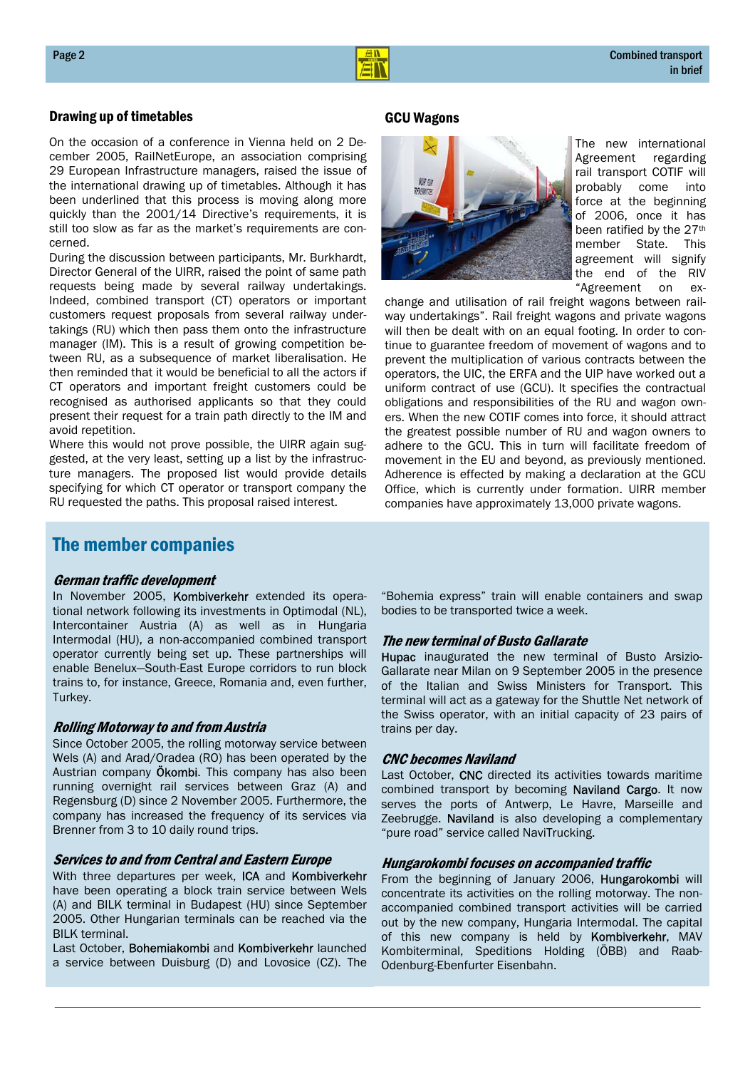## Drawing up of timetables

On the occasion of a conference in Vienna held on 2 December 2005, RailNetEurope, an association comprising 29 European Infrastructure managers, raised the issue of the international drawing up of timetables. Although it has been underlined that this process is moving along more quickly than the 2001/14 Directive's requirements, it is still too slow as far as the market's requirements are concerned.

During the discussion between participants, Mr. Burkhardt, Director General of the UIRR, raised the point of same path requests being made by several railway undertakings. Indeed, combined transport (CT) operators or important customers request proposals from several railway undertakings (RU) which then pass them onto the infrastructure manager (IM). This is a result of growing competition between RU, as a subsequence of market liberalisation. He then reminded that it would be beneficial to all the actors if CT operators and important freight customers could be recognised as authorised applicants so that they could present their request for a train path directly to the IM and avoid repetition.

Where this would not prove possible, the UIRR again suggested, at the very least, setting up a list by the infrastructure managers. The proposed list would provide details specifying for which CT operator or transport company the RU requested the paths. This proposal raised interest.

## GCU Wagons

The new international Agreement regarding rail transport COTIF will probably come into force at the beginning of 2006, once it has been ratified by the 27th member State. This agreement will signify the end of the RIV "Agreement on exchange and utilisation of rail freight wagons between railway undertakings". Rail freight wagons and private wagons will then be dealt with on an equal footing. In order to continue to guarantee freedom of movement of wagons and to prevent the multiplication of various contracts between the operators, the UIC, the ERFA and the UIP have worked out a uniform contract of use (GCU). It specifies the contractual obligations and responsibilities of the RU and wagon owners. When the new COTIF comes into force, it should attract the greatest possible number of RU and wagon owners to adhere to the GCU. This in turn will facilitate freedom of movement in the EU and beyond, as previously mentioned. Adherence is effected by making a declaration at the GCU Office, which is currently under formation. UIRR member companies have approximately 13,000 private wagons.

# The member companies

### *German traffic development*

In November 2005, Kombiverkehr extended its operational network following its investments in Optimodal (NL), Intercontainer Austria (A) as well as in Hungaria Intermodal (HU), a non-accompanied combined transport operator currently being set up. These partnerships will enable Benelux–South-East Europe corridors to run block trains to, for instance, Greece, Romania and, even further, Turkey.

### *Rolling Motorway to and from Austria*

Since October 2005, the rolling motorway service between Wels (A) and Arad/Oradea (RO) has been operated by the Austrian company Ökombi. This company has also been running overnight rail services between Graz (A) and Regensburg (D) since 2 November 2005. Furthermore, the company has increased the frequency of its services via Brenner from 3 to 10 daily round trips.

### *Services to and from Central and Eastern Europe*

With three departures per week, ICA and Kombiverkehr have been operating a block train service between Wels (A) and BILK terminal in Budapest (HU) since September 2005. Other Hungarian terminals can be reached via the BILK terminal.

Last October, Bohemiakombi and Kombiverkehr launched a service between Duisburg (D) and Lovosice (CZ). The "Bohemia express" train will enable containers and swap bodies to be transported twice a week.

### *The new terminal of Busto Gallarate*

Hupac inaugurated the new terminal of Busto Arsizio-Gallarate near Milan on 9 September 2005 in the presence of the Italian and Swiss Ministers for Transport. This terminal will act as a gateway for the Shuttle Net network of the Swiss operator, with an initial capacity of 23 pairs of trains per day.

### *CNC becomes Naviland*

Last October, CNC directed its activities towards maritime combined transport by becoming Naviland Cargo. It now serves the ports of Antwerp, Le Havre, Marseille and Zeebrugge. Naviland is also developing a complementary "pure road" service called NaviTrucking.

### *Hungarokombi focuses on accompanied traffic*

From the beginning of January 2006, Hungarokombi will concentrate its activities on the rolling motorway. The non-accompanied combined transport activities will be carried out by the new company, Hungaria Intermodal. The capital of this new company is held by Kombiverkehr, MAV Kombiterminal, Speditions Holding (ÖBB) and Raab-Odenburg-Ebenfurter Eisenbahn.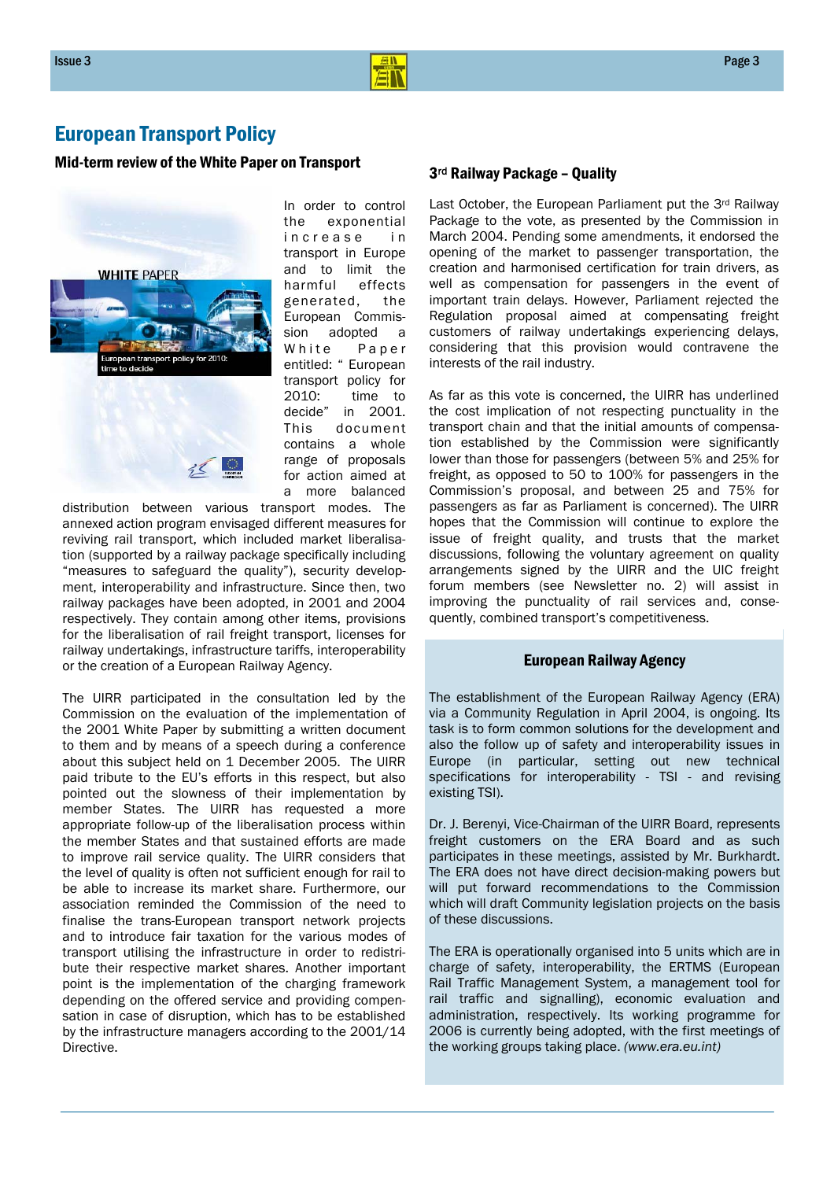# European Transport Policy

## Mid-term review of the White Paper on Transport

In order to control the exponential increase in transport in Europe and to limit the harmful effects generated, the European Commission adopted a White Paper entitled: " European transport policy for 2010: time to decide" in 2001. This document contains a whole range of proposals for action aimed at a more balanced distribution between various transport modes. The annexed action program envisaged different measures for reviving rail transport, which included market liberalisation (supported by a railway package specifically including "measures to safeguard the quality"), security development, interoperability and infrastructure. Since then, two railway packages have been adopted, in 2001 and 2004 respectively. They contain among other items, provisions for the liberalisation of rail freight transport, licenses for railway undertakings, infrastructure tariffs, interoperability or the creation of a European Railway Agency.

The UIRR participated in the consultation led by the Commission on the evaluation of the implementation of the 2001 White Paper by submitting a written document to them and by means of a speech during a conference about this subject held on 1 December 2005. The UIRR paid tribute to the EU's efforts in this respect, but also pointed out the slowness of their implementation by member States. The UIRR has requested a more appropriate follow-up of the liberalisation process within the member States and that sustained efforts are made to improve rail service quality. The UIRR considers that the level of quality is often not sufficient enough for rail to be able to increase its market share. Furthermore, our association reminded the Commission of the need to finalise the trans-European transport network projects and to introduce fair taxation for the various modes of transport utilising the infrastructure in order to redistribute their respective market shares. Another important point is the implementation of the charging framework depending on the offered service and providing compensation in case of disruption, which has to be established by the infrastructure managers according to the 2001/14 Directive.

## 3rd Railway Package – Quality

Last October, the European Parliament put the 3rd Railway Package to the vote, as presented by the Commission in March 2004. Pending some amendments, it endorsed the opening of the market to passenger transportation, the creation and harmonised certification for train drivers, as well as compensation for passengers in the event of important train delays. However, Parliament rejected the Regulation proposal aimed at compensating freight customers of railway undertakings experiencing delays, considering that this provision would contravene the interests of the rail industry.

As far as this vote is concerned, the UIRR has underlined the cost implication of not respecting punctuality in the transport chain and that the initial amounts of compensation established by the Commission were significantly lower than those for passengers (between 5% and 25% for freight, as opposed to 50 to 100% for passengers in the Commission's proposal, and between 25 and 75% for passengers as far as Parliament is concerned). The UIRR hopes that the Commission will continue to explore the issue of freight quality, and trusts that the market discussions, following the voluntary agreement on quality arrangements signed by the UIRR and the UIC freight forum members (see Newsletter no. 2) will assist in improving the punctuality of rail services and, consequently, combined transport's competitiveness.

## European Railway Agency

The establishment of the European Railway Agency (ERA) via a Community Regulation in April 2004, is ongoing. Its task is to form common solutions for the development and also the follow up of safety and interoperability issues in Europe (in particular, setting out new technical specifications for interoperability - TSI - and revising existing TSI).

Dr. J. Berenyi, Vice-Chairman of the UIRR Board, represents freight customers on the ERA Board and as such participates in these meetings, assisted by Mr. Burkhardt. The ERA does not have direct decision-making powers but will put forward recommendations to the Commission which will draft Community legislation projects on the basis of these discussions.

The ERA is operationally organised into 5 units which are in charge of safety, interoperability, the ERTMS (European Rail Traffic Management System, a management tool for rail traffic and signalling), economic evaluation and administration, respectively. Its working programme for 2006 is currently being adopted, with the first meetings of the working groups taking place. *(www.era.eu.int)*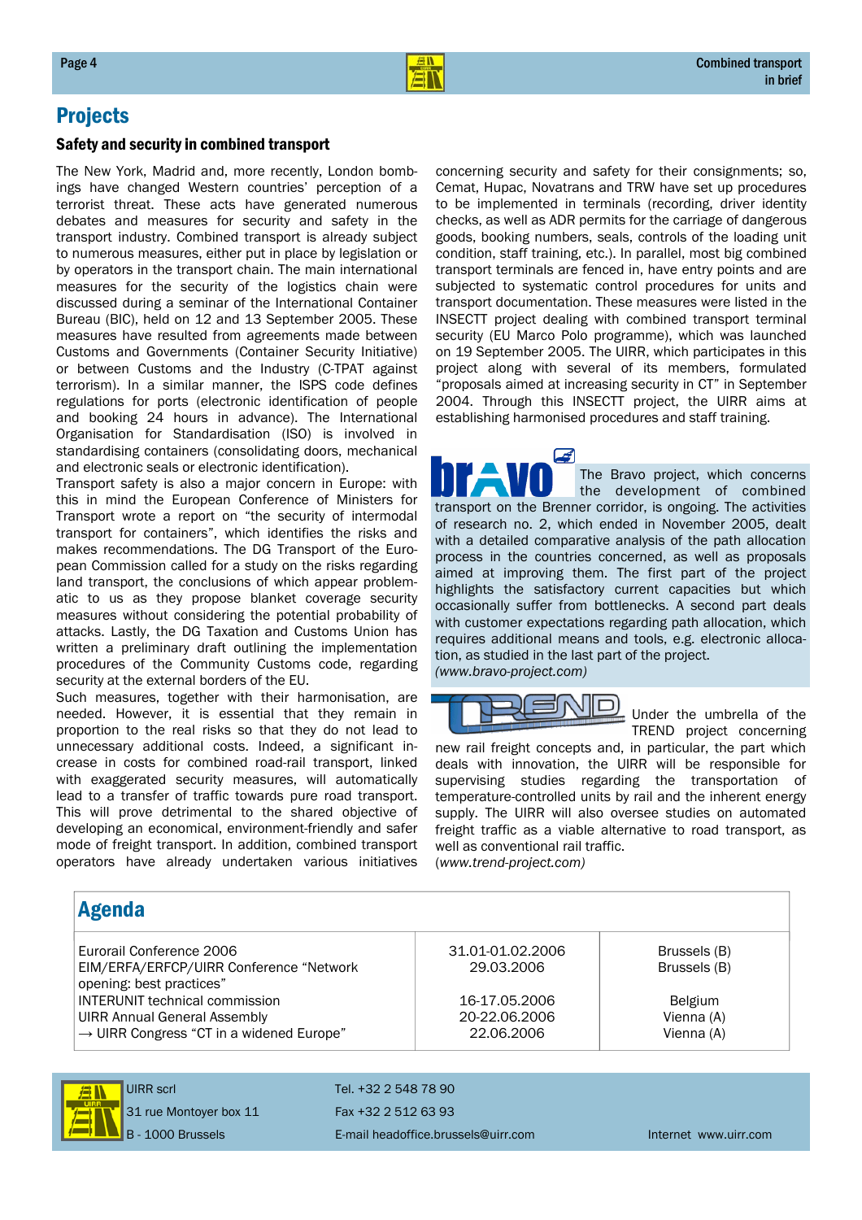## Projects

### Safety and security in combined transport

The New York, Madrid and, more recently, London bombings have changed Western countries' perception of a terrorist threat. These acts have generated numerous debates and measures for security and safety in the transport industry. Combined transport is already subject to numerous measures, either put in place by legislation or by operators in the transport chain. The main international measures for the security of the logistics chain were discussed during a seminar of the International Container Bureau (BIC), held on 12 and 13 September 2005. These measures have resulted from agreements made between Customs and Governments (Container Security Initiative) or between Customs and the Industry (C-TPAT against terrorism). In a similar manner, the ISPS code defines regulations for ports (electronic identification of people and booking 24 hours in advance). The International Organisation for Standardisation (ISO) is involved in standardising containers (consolidating doors, mechanical and electronic seals or electronic identification).

Transport safety is also a major concern in Europe: with this in mind the European Conference of Ministers for Transport wrote a report on "the security of intermodal transport for containers", which identifies the risks and makes recommendations. The DG Transport of the European Commission called for a study on the risks regarding land transport, the conclusions of which appear problematic to us as they propose blanket coverage security measures without considering the potential probability of attacks. Lastly, the DG Taxation and Customs Union has written a preliminary draft outlining the implementation procedures of the Community Customs code, regarding security at the external borders of the EU.

Such measures, together with their harmonisation, are needed. However, it is essential that they remain in proportion to the real risks so that they do not lead to unnecessary additional costs. Indeed, a significant increase in costs for combined road-rail transport, linked with exaggerated security measures, will automatically lead to a transfer of traffic towards pure road transport. This will prove detrimental to the shared objective of developing an economical, environment-friendly and safer mode of freight transport. In addition, combined transport operators have already undertaken various initiatives concerning security and safety for their consignments; so, Cemat, Hupac, Novatrans and TRW have set up procedures to be implemented in terminals (recording, driver identity checks, as well as ADR permits for the carriage of dangerous goods, booking numbers, seals, controls of the loading unit condition, staff training, etc.). In parallel, most big combined transport terminals are fenced in, have entry points and are subjected to systematic control procedures for units and transport documentation. These measures were listed in the INSECTT project dealing with combined transport terminal security (EU Marco Polo programme), which was launched on 19 September 2005. The UIRR, which participates in this project along with several of its members, formulated "proposals aimed at increasing security in CT" in September 2004. Through this INSECTT project, the UIRR aims at establishing harmonised procedures and staff training.

The Bravo project, which concerns the development of combined transport on the Brenner corridor, is ongoing. The activities of research no. 2, which ended in November 2005, dealt with a detailed comparative analysis of the path allocation process in the countries concerned, as well as proposals aimed at improving them. The first part of the project highlights the satisfactory current capacities but which occasionally suffer from bottlenecks. A second part deals with customer expectations regarding path allocation, which requires additional means and tools, e.g. electronic allocation, as studied in the last part of the project.
*(www.bravo-project.com)*

Under the umbrella of the TREND project concerning new rail freight concepts and, in particular, the part which deals with innovation, the UIRR will be responsible for supervising studies regarding the transportation of temperature-controlled units by rail and the inherent energy supply. The UIRR will also oversee studies on automated freight traffic as a viable alternative to road transport, as well as conventional rail traffic.
*(www.trend-project.com)*

## Agenda

| | | |
|---|---|---|
| Eurorail Conference 2006 | 31.01-01.02.2006 | Brussels (B) |
| EIM/ERFA/ERFCP/UIRR Conference "Network opening: best practices" | 29.03.2006 | Brussels (B) |
| INTERUNIT technical commission | 16-17.05.2006 | Belgium |
| UIRR Annual General Assembly | 20-22.06.2006 | Vienna (A) |
| → UIRR Congress "CT in a widened Europe" | 22.06.2006 | Vienna (A) |

UIRR scrl
31 rue Montoyer box 11
B - 1000 Brussels

Tel. +32 2 548 78 90
Fax +32 2 512 63 93
E-mail headoffice.brussels@uirr.com

Internet www.uirr.com